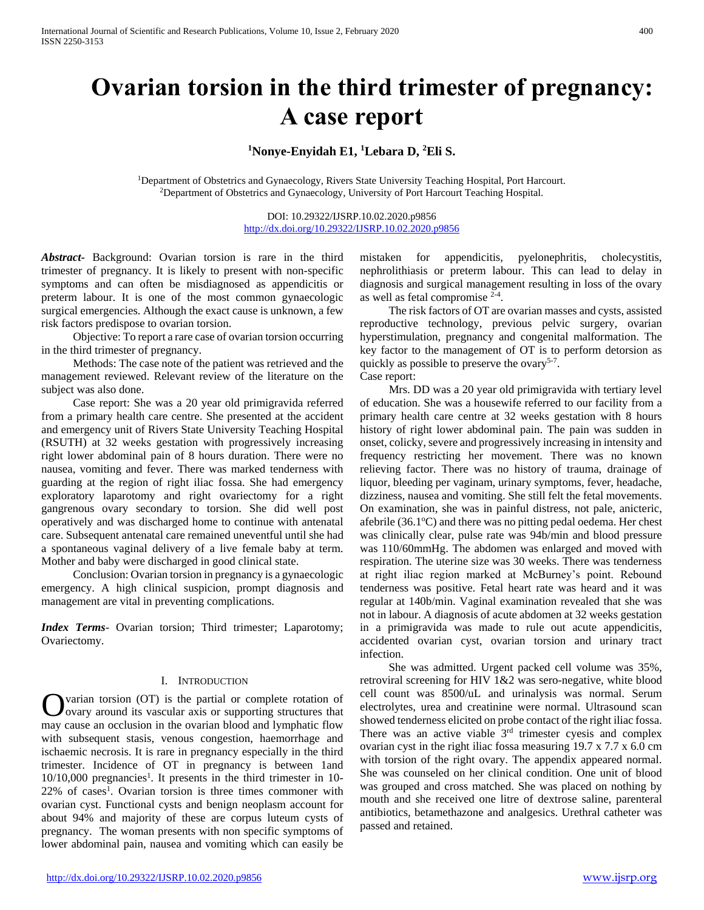# Ovarian torsion in the third trimester of pregnancy: A case report

**[1]Nonye-Enyidah E1, [1]Lebara D, [2]Eli S.**

[1]Department of Obstetrics and Gynaecology, Rivers State University Teaching Hospital, Port Harcourt.
[2]Department of Obstetrics and Gynaecology, University of Port Harcourt Teaching Hospital.

DOI: 10.29322/IJSRP.10.02.2020.p9856
http://dx.doi.org/10.29322/IJSRP.10.02.2020.p9856

***Abstract*****-** Background: Ovarian torsion is rare in the third trimester of pregnancy. It is likely to present with non-specific symptoms and can often be misdiagnosed as appendicitis or preterm labour. It is one of the most common gynaecologic surgical emergencies. Although the exact cause is unknown, a few risk factors predispose to ovarian torsion.

Objective: To report a rare case of ovarian torsion occurring in the third trimester of pregnancy.

Methods: The case note of the patient was retrieved and the management reviewed. Relevant review of the literature on the subject was also done.

Case report: She was a 20 year old primigravida referred from a primary health care centre. She presented at the accident and emergency unit of Rivers State University Teaching Hospital (RSUTH) at 32 weeks gestation with progressively increasing right lower abdominal pain of 8 hours duration. There were no nausea, vomiting and fever. There was marked tenderness with guarding at the region of right iliac fossa. She had emergency exploratory laparotomy and right ovariectomy for a right gangrenous ovary secondary to torsion. She did well post operatively and was discharged home to continue with antenatal care. Subsequent antenatal care remained uneventful until she had a spontaneous vaginal delivery of a live female baby at term. Mother and baby were discharged in good clinical state.

Conclusion: Ovarian torsion in pregnancy is a gynaecologic emergency. A high clinical suspicion, prompt diagnosis and management are vital in preventing complications.

***Index Terms*****-** Ovarian torsion; Third trimester; Laparotomy; Ovariectomy.

## I. Introduction

Ovarian torsion (OT) is the partial or complete rotation of ovary around its vascular axis or supporting structures that may cause an occlusion in the ovarian blood and lymphatic flow with subsequent stasis, venous congestion, haemorrhage and ischaemic necrosis. It is rare in pregnancy especially in the third trimester. Incidence of OT in pregnancy is between 1and 10/10,000 pregnancies[1]. It presents in the third trimester in 10-22% of cases[1]. Ovarian torsion is three times commoner with ovarian cyst. Functional cysts and benign neoplasm account for about 94% and majority of these are corpus luteum cysts of pregnancy. The woman presents with non specific symptoms of lower abdominal pain, nausea and vomiting which can easily be mistaken for appendicitis, pyelonephritis, cholecystitis, nephrolithiasis or preterm labour. This can lead to delay in diagnosis and surgical management resulting in loss of the ovary as well as fetal compromise [2-4].

The risk factors of OT are ovarian masses and cysts, assisted reproductive technology, previous pelvic surgery, ovarian hyperstimulation, pregnancy and congenital malformation. The key factor to the management of OT is to perform detorsion as quickly as possible to preserve the ovary[5-7].

Case report:

Mrs. DD was a 20 year old primigravida with tertiary level of education. She was a housewife referred to our facility from a primary health care centre at 32 weeks gestation with 8 hours history of right lower abdominal pain. The pain was sudden in onset, colicky, severe and progressively increasing in intensity and frequency restricting her movement. There was no known relieving factor. There was no history of trauma, drainage of liquor, bleeding per vaginam, urinary symptoms, fever, headache, dizziness, nausea and vomiting. She still felt the fetal movements. On examination, she was in painful distress, not pale, anicteric, afebrile (36.1°C) and there was no pitting pedal oedema. Her chest was clinically clear, pulse rate was 94b/min and blood pressure was 110/60mmHg. The abdomen was enlarged and moved with respiration. The uterine size was 30 weeks. There was tenderness at right iliac region marked at McBurney's point. Rebound tenderness was positive. Fetal heart rate was heard and it was regular at 140b/min. Vaginal examination revealed that she was not in labour. A diagnosis of acute abdomen at 32 weeks gestation in a primigravida was made to rule out acute appendicitis, accidented ovarian cyst, ovarian torsion and urinary tract infection.

She was admitted. Urgent packed cell volume was 35%, retroviral screening for HIV 1&2 was sero-negative, white blood cell count was 8500/uL and urinalysis was normal. Serum electrolytes, urea and creatinine were normal. Ultrasound scan showed tenderness elicited on probe contact of the right iliac fossa. There was an active viable 3rd trimester cyesis and complex ovarian cyst in the right iliac fossa measuring 19.7 x 7.7 x 6.0 cm with torsion of the right ovary. The appendix appeared normal. She was counseled on her clinical condition. One unit of blood was grouped and cross matched. She was placed on nothing by mouth and she received one litre of dextrose saline, parenteral antibiotics, betamethazone and analgesics. Urethral catheter was passed and retained.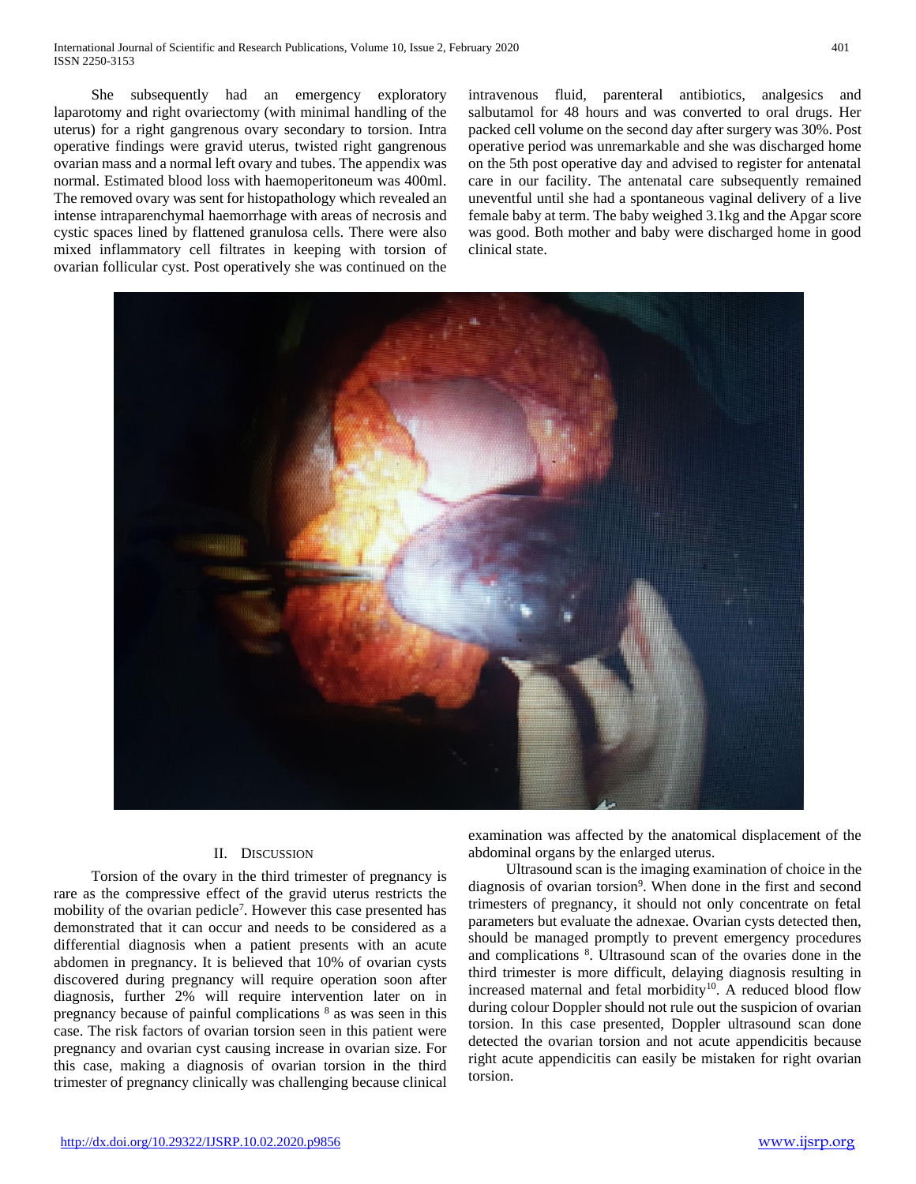She subsequently had an emergency exploratory laparotomy and right ovariectomy (with minimal handling of the uterus) for a right gangrenous ovary secondary to torsion. Intra operative findings were gravid uterus, twisted right gangrenous ovarian mass and a normal left ovary and tubes. The appendix was normal. Estimated blood loss with haemoperitoneum was 400ml. The removed ovary was sent for histopathology which revealed an intense intraparenchymal haemorrhage with areas of necrosis and cystic spaces lined by flattened granulosa cells. There were also mixed inflammatory cell filtrates in keeping with torsion of ovarian follicular cyst. Post operatively she was continued on the intravenous fluid, parenteral antibiotics, analgesics and salbutamol for 48 hours and was converted to oral drugs. Her packed cell volume on the second day after surgery was 30%. Post operative period was unremarkable and she was discharged home on the 5th post operative day and advised to register for antenatal care in our facility. The antenatal care subsequently remained uneventful until she had a spontaneous vaginal delivery of a live female baby at term. The baby weighed 3.1kg and the Apgar score was good. Both mother and baby were discharged home in good clinical state.

## II. Discussion

Torsion of the ovary in the third trimester of pregnancy is rare as the compressive effect of the gravid uterus restricts the mobility of the ovarian pedicle[7]. However this case presented has demonstrated that it can occur and needs to be considered as a differential diagnosis when a patient presents with an acute abdomen in pregnancy. It is believed that 10% of ovarian cysts discovered during pregnancy will require operation soon after diagnosis, further 2% will require intervention later on in pregnancy because of painful complications [8] as was seen in this case. The risk factors of ovarian torsion seen in this patient were pregnancy and ovarian cyst causing increase in ovarian size. For this case, making a diagnosis of ovarian torsion in the third trimester of pregnancy clinically was challenging because clinical examination was affected by the anatomical displacement of the abdominal organs by the enlarged uterus.

Ultrasound scan is the imaging examination of choice in the diagnosis of ovarian torsion[9]. When done in the first and second trimesters of pregnancy, it should not only concentrate on fetal parameters but evaluate the adnexae. Ovarian cysts detected then, should be managed promptly to prevent emergency procedures and complications [8]. Ultrasound scan of the ovaries done in the third trimester is more difficult, delaying diagnosis resulting in increased maternal and fetal morbidity[10]. A reduced blood flow during colour Doppler should not rule out the suspicion of ovarian torsion. In this case presented, Doppler ultrasound scan done detected the ovarian torsion and not acute appendicitis because right acute appendicitis can easily be mistaken for right ovarian torsion.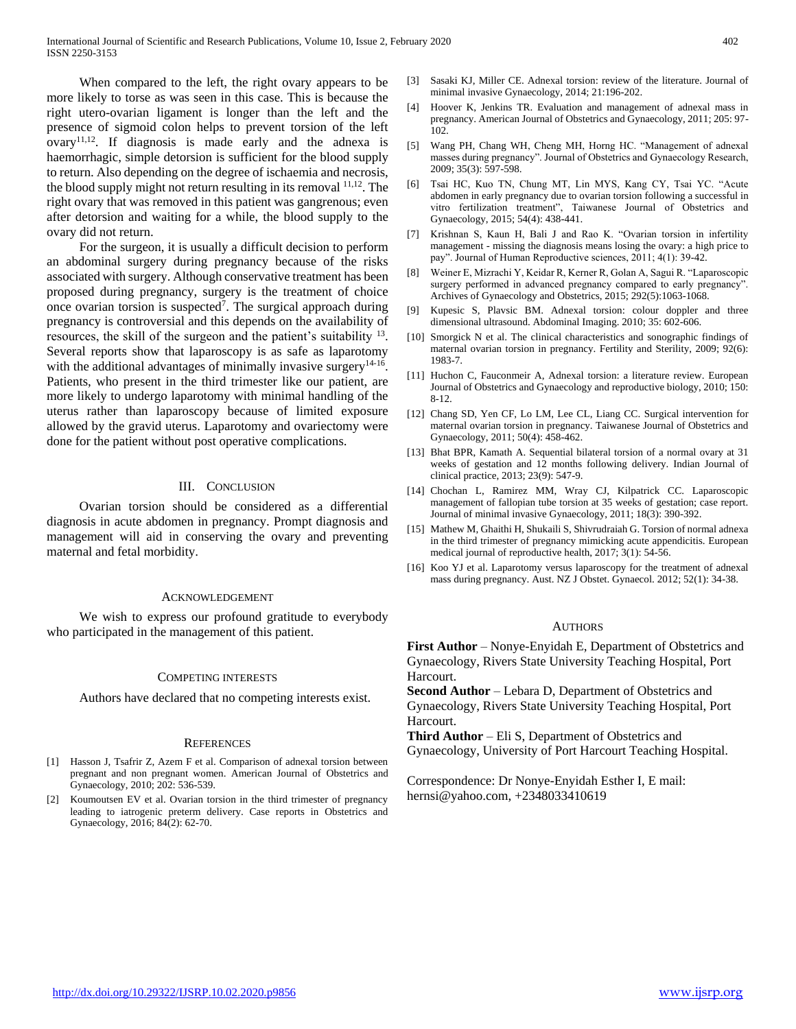When compared to the left, the right ovary appears to be more likely to torse as was seen in this case. This is because the right utero-ovarian ligament is longer than the left and the presence of sigmoid colon helps to prevent torsion of the left ovary[11,12]. If diagnosis is made early and the adnexa is haemorrhagic, simple detorsion is sufficient for the blood supply to return. Also depending on the degree of ischaemia and necrosis, the blood supply might not return resulting in its removal [11,12]. The right ovary that was removed in this patient was gangrenous; even after detorsion and waiting for a while, the blood supply to the ovary did not return.

For the surgeon, it is usually a difficult decision to perform an abdominal surgery during pregnancy because of the risks associated with surgery. Although conservative treatment has been proposed during pregnancy, surgery is the treatment of choice once ovarian torsion is suspected[7]. The surgical approach during pregnancy is controversial and this depends on the availability of resources, the skill of the surgeon and the patient's suitability [13]. Several reports show that laparoscopy is as safe as laparotomy with the additional advantages of minimally invasive surgery[14-16]. Patients, who present in the third trimester like our patient, are more likely to undergo laparotomy with minimal handling of the uterus rather than laparoscopy because of limited exposure allowed by the gravid uterus. Laparotomy and ovariectomy were done for the patient without post operative complications.

## III. Conclusion

Ovarian torsion should be considered as a differential diagnosis in acute abdomen in pregnancy. Prompt diagnosis and management will aid in conserving the ovary and preventing maternal and fetal morbidity.

## Acknowledgement

We wish to express our profound gratitude to everybody who participated in the management of this patient.

## Competing interests

Authors have declared that no competing interests exist.

## References

[1] Hasson J, Tsafrir Z, Azem F et al. Comparison of adnexal torsion between pregnant and non pregnant women. American Journal of Obstetrics and Gynaecology, 2010; 202: 536-539.

[2] Koumoutsen EV et al. Ovarian torsion in the third trimester of pregnancy leading to iatrogenic preterm delivery. Case reports in Obstetrics and Gynaecology, 2016; 84(2): 62-70.

[3] Sasaki KJ, Miller CE. Adnexal torsion: review of the literature. Journal of minimal invasive Gynaecology, 2014; 21:196-202.

[4] Hoover K, Jenkins TR. Evaluation and management of adnexal mass in pregnancy. American Journal of Obstetrics and Gynaecology, 2011; 205: 97-102.

[5] Wang PH, Chang WH, Cheng MH, Horng HC. "Management of adnexal masses during pregnancy". Journal of Obstetrics and Gynaecology Research, 2009; 35(3): 597-598.

[6] Tsai HC, Kuo TN, Chung MT, Lin MYS, Kang CY, Tsai YC. "Acute abdomen in early pregnancy due to ovarian torsion following a successful in vitro fertilization treatment", Taiwanese Journal of Obstetrics and Gynaecology, 2015; 54(4): 438-441.

[7] Krishnan S, Kaun H, Bali J and Rao K. "Ovarian torsion in infertility management - missing the diagnosis means losing the ovary: a high price to pay". Journal of Human Reproductive sciences, 2011; 4(1): 39-42.

[8] Weiner E, Mizrachi Y, Keidar R, Kerner R, Golan A, Sagui R. "Laparoscopic surgery performed in advanced pregnancy compared to early pregnancy". Archives of Gynaecology and Obstetrics, 2015; 292(5):1063-1068.

[9] Kupesic S, Plavsic BM. Adnexal torsion: colour doppler and three dimensional ultrasound. Abdominal Imaging. 2010; 35: 602-606.

[10] Smorgick N et al. The clinical characteristics and sonographic findings of maternal ovarian torsion in pregnancy. Fertility and Sterility, 2009; 92(6): 1983-7.

[11] Huchon C, Fauconmeir A, Adnexal torsion: a literature review. European Journal of Obstetrics and Gynaecology and reproductive biology, 2010; 150: 8-12.

[12] Chang SD, Yen CF, Lo LM, Lee CL, Liang CC. Surgical intervention for maternal ovarian torsion in pregnancy. Taiwanese Journal of Obstetrics and Gynaecology, 2011; 50(4): 458-462.

[13] Bhat BPR, Kamath A. Sequential bilateral torsion of a normal ovary at 31 weeks of gestation and 12 months following delivery. Indian Journal of clinical practice, 2013; 23(9): 547-9.

[14] Chochan L, Ramirez MM, Wray CJ, Kilpatrick CC. Laparoscopic management of fallopian tube torsion at 35 weeks of gestation; case report. Journal of minimal invasive Gynaecology, 2011; 18(3): 390-392.

[15] Mathew M, Ghaithi H, Shukaili S, Shivrudraiah G. Torsion of normal adnexa in the third trimester of pregnancy mimicking acute appendicitis. European medical journal of reproductive health, 2017; 3(1): 54-56.

[16] Koo YJ et al. Laparotomy versus laparoscopy for the treatment of adnexal mass during pregnancy. Aust. NZ J Obstet. Gynaecol. 2012; 52(1): 34-38.

## Authors

**First Author** – Nonye-Enyidah E, Department of Obstetrics and Gynaecology, Rivers State University Teaching Hospital, Port Harcourt.

**Second Author** – Lebara D, Department of Obstetrics and Gynaecology, Rivers State University Teaching Hospital, Port Harcourt.

**Third Author** – Eli S, Department of Obstetrics and Gynaecology, University of Port Harcourt Teaching Hospital.

Correspondence: Dr Nonye-Enyidah Esther I, E mail: hernsi@yahoo.com, +2348033410619